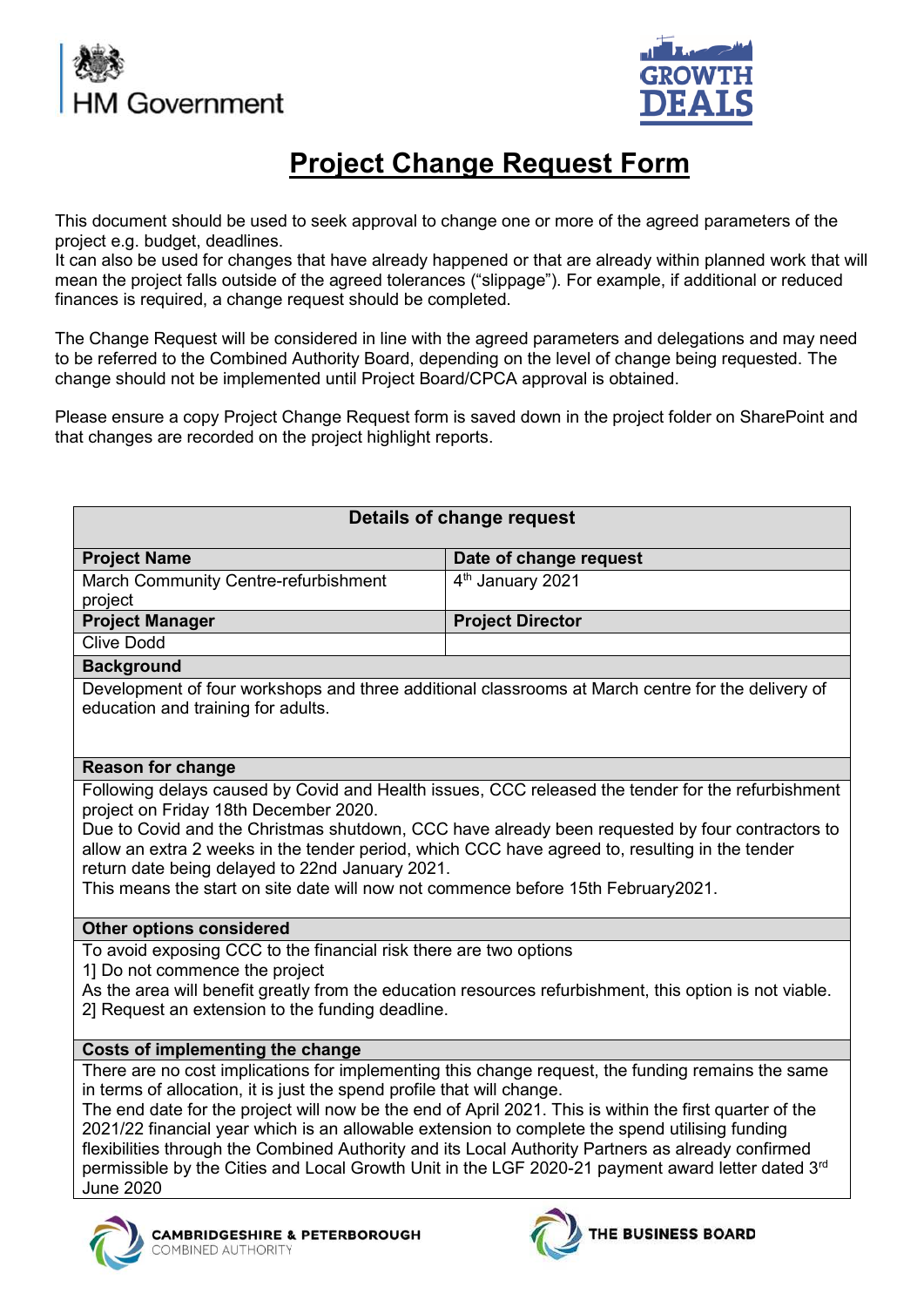# Project Change Request Form

This document should be used to seek approval to change one or more of the agreed parameters of the project e.g. budget, deadlines.
It can also be used for changes that have already happened or that are already within planned work that will mean the project falls outside of the agreed tolerances ("slippage"). For example, if additional or reduced finances is required, a change request should be completed.

The Change Request will be considered in line with the agreed parameters and delegations and may need to be referred to the Combined Authority Board, depending on the level of change being requested. The change should not be implemented until Project Board/CPCA approval is obtained.

Please ensure a copy Project Change Request form is saved down in the project folder on SharePoint and that changes are recorded on the project highlight reports.

| Details of change request | |
|---|---|
| **Project Name** | **Date of change request** |
| March Community Centre-refurbishment project | 4th January 2021 |
| **Project Manager** | **Project Director** |
| Clive Dodd | |
| **Background** | |
| Development of four workshops and three additional classrooms at March centre for the delivery of education and training for adults. | |
| **Reason for change** | |
| Following delays caused by Covid and Health issues, CCC released the tender for the refurbishment project on Friday 18th December 2020.<br>Due to Covid and the Christmas shutdown, CCC have already been requested by four contractors to allow an extra 2 weeks in the tender period, which CCC have agreed to, resulting in the tender return date being delayed to 22nd January 2021.<br>This means the start on site date will now not commence before 15th February2021. | |
| **Other options considered** | |
| To avoid exposing CCC to the financial risk there are two options<br>1] Do not commence the project<br>As the area will benefit greatly from the education resources refurbishment, this option is not viable.<br>2] Request an extension to the funding deadline. | |
| **Costs of implementing the change** | |
| There are no cost implications for implementing this change request, the funding remains the same in terms of allocation, it is just the spend profile that will change.<br>The end date for the project will now be the end of April 2021. This is within the first quarter of the 2021/22 financial year which is an allowable extension to complete the spend utilising funding flexibilities through the Combined Authority and its Local Authority Partners as already confirmed permissible by the Cities and Local Growth Unit in the LGF 2020-21 payment award letter dated 3rd June 2020 | |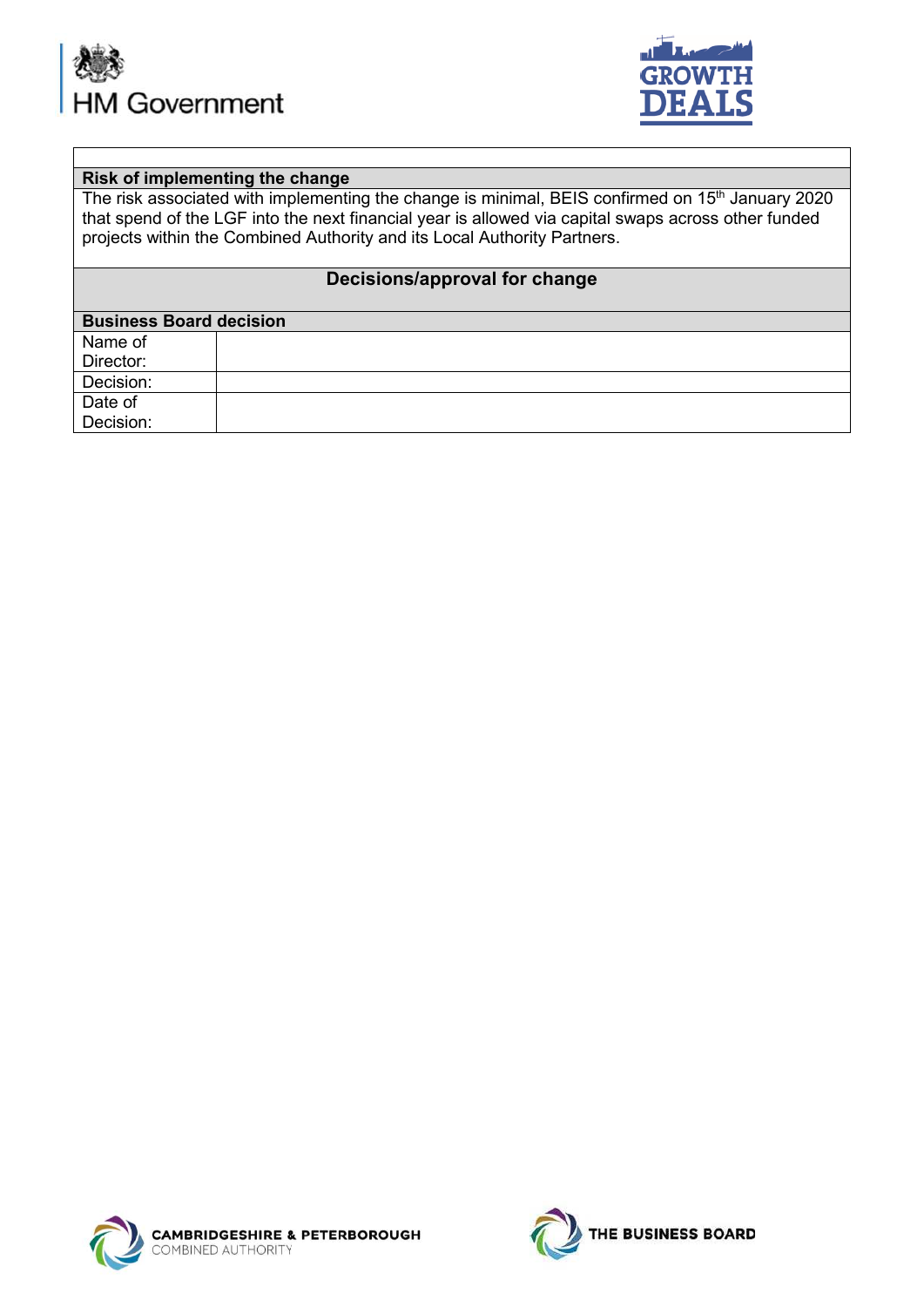**Risk of implementing the change**

The risk associated with implementing the change is minimal, BEIS confirmed on 15th January 2020 that spend of the LGF into the next financial year is allowed via capital swaps across other funded projects within the Combined Authority and its Local Authority Partners.

## Decisions/approval for change

**Business Board decision**

| | |
|---|---|
| Name of Director: | |
| Decision: | |
| Date of Decision: | |